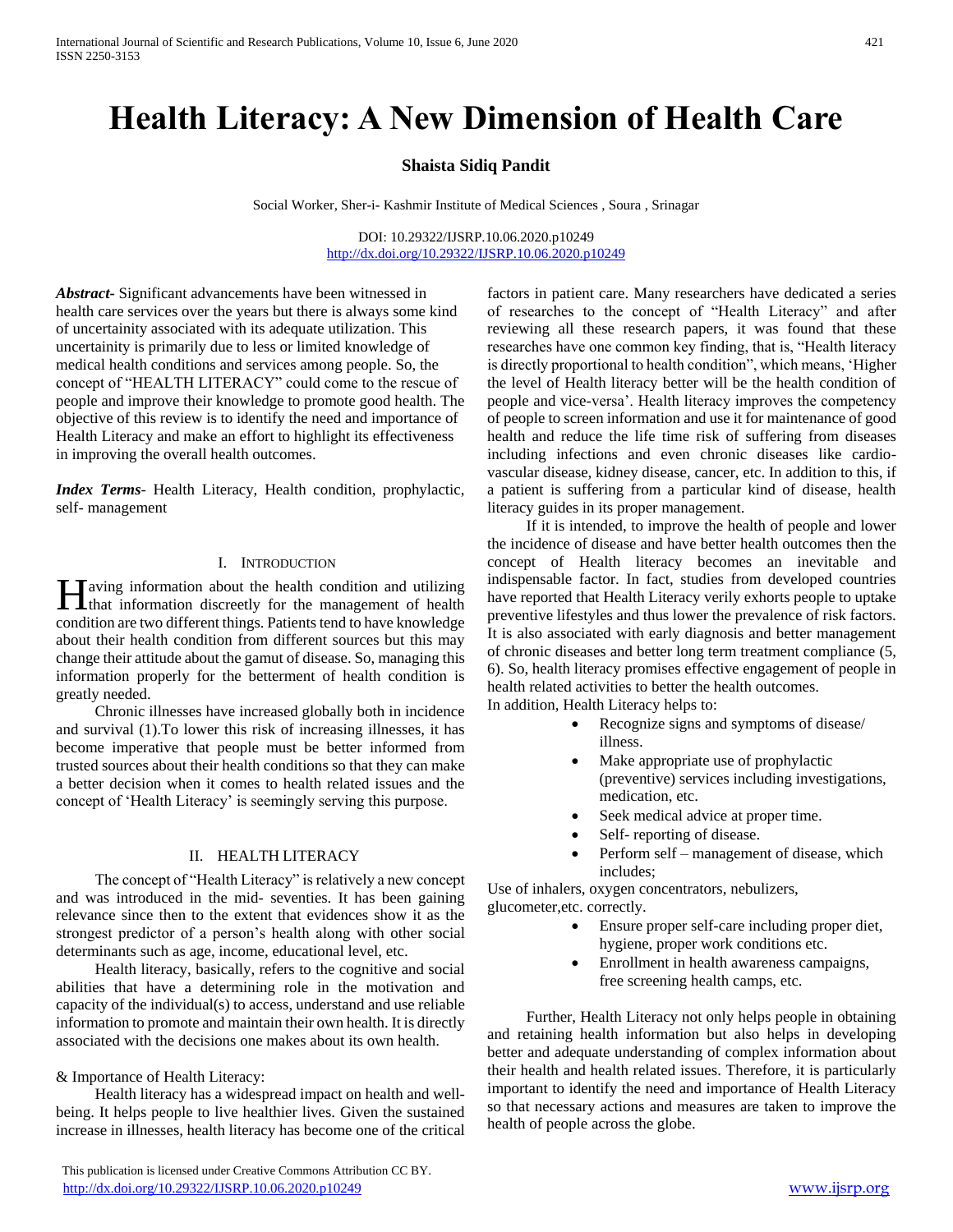# Health Literacy: A New Dimension of Health Care

**Shaista Sidiq Pandit**

Social Worker, Sher-i- Kashmir Institute of Medical Sciences , Soura , Srinagar

DOI: 10.29322/IJSRP.10.06.2020.p10249
http://dx.doi.org/10.29322/IJSRP.10.06.2020.p10249

***Abstract***- Significant advancements have been witnessed in health care services over the years but there is always some kind of uncertainity associated with its adequate utilization. This uncertainity is primarily due to less or limited knowledge of medical health conditions and services among people. So, the concept of "HEALTH LITERACY" could come to the rescue of people and improve their knowledge to promote good health. The objective of this review is to identify the need and importance of Health Literacy and make an effort to highlight its effectiveness in improving the overall health outcomes.

***Index Terms***- Health Literacy, Health condition, prophylactic, self- management

## I. Introduction

Having information about the health condition and utilizing that information discreetly for the management of health condition are two different things. Patients tend to have knowledge about their health condition from different sources but this may change their attitude about the gamut of disease. So, managing this information properly for the betterment of health condition is greatly needed.

Chronic illnesses have increased globally both in incidence and survival (1).To lower this risk of increasing illnesses, it has become imperative that people must be better informed from trusted sources about their health conditions so that they can make a better decision when it comes to health related issues and the concept of 'Health Literacy' is seemingly serving this purpose.

## II. HEALTH LITERACY

The concept of "Health Literacy" is relatively a new concept and was introduced in the mid- seventies. It has been gaining relevance since then to the extent that evidences show it as the strongest predictor of a person's health along with other social determinants such as age, income, educational level, etc.

Health literacy, basically, refers to the cognitive and social abilities that have a determining role in the motivation and capacity of the individual(s) to access, understand and use reliable information to promote and maintain their own health. It is directly associated with the decisions one makes about its own health.

& Importance of Health Literacy:

Health literacy has a widespread impact on health and well-being. It helps people to live healthier lives. Given the sustained increase in illnesses, health literacy has become one of the critical factors in patient care. Many researchers have dedicated a series of researches to the concept of "Health Literacy" and after reviewing all these research papers, it was found that these researches have one common key finding, that is, "Health literacy is directly proportional to health condition", which means, 'Higher the level of Health literacy better will be the health condition of people and vice-versa'. Health literacy improves the competency of people to screen information and use it for maintenance of good health and reduce the life time risk of suffering from diseases including infections and even chronic diseases like cardio-vascular disease, kidney disease, cancer, etc. In addition to this, if a patient is suffering from a particular kind of disease, health literacy guides in its proper management.

If it is intended, to improve the health of people and lower the incidence of disease and have better health outcomes then the concept of Health literacy becomes an inevitable and indispensable factor. In fact, studies from developed countries have reported that Health Literacy verily exhorts people to uptake preventive lifestyles and thus lower the prevalence of risk factors. It is also associated with early diagnosis and better management of chronic diseases and better long term treatment compliance (5, 6). So, health literacy promises effective engagement of people in health related activities to better the health outcomes.

In addition, Health Literacy helps to:

- Recognize signs and symptoms of disease/ illness.
- Make appropriate use of prophylactic (preventive) services including investigations, medication, etc.
- Seek medical advice at proper time.
- Self- reporting of disease.
- Perform self – management of disease, which includes;

Use of inhalers, oxygen concentrators, nebulizers, glucometer,etc. correctly.

- Ensure proper self-care including proper diet, hygiene, proper work conditions etc.
- Enrollment in health awareness campaigns, free screening health camps, etc.

Further, Health Literacy not only helps people in obtaining and retaining health information but also helps in developing better and adequate understanding of complex information about their health and health related issues. Therefore, it is particularly important to identify the need and importance of Health Literacy so that necessary actions and measures are taken to improve the health of people across the globe.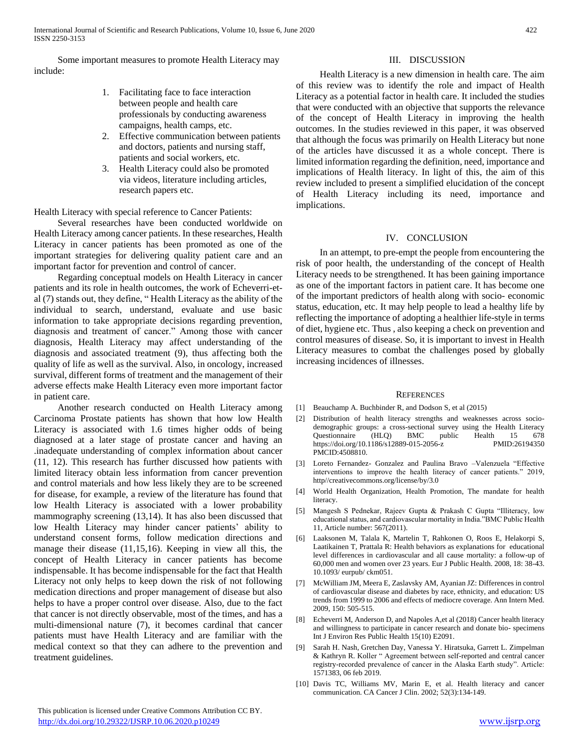Some important measures to promote Health Literacy may include:

1. Facilitating face to face interaction between people and health care professionals by conducting awareness campaigns, health camps, etc.
2. Effective communication between patients and doctors, patients and nursing staff, patients and social workers, etc.
3. Health Literacy could also be promoted via videos, literature including articles, research papers etc.

Health Literacy with special reference to Cancer Patients:

Several researches have been conducted worldwide on Health Literacy among cancer patients. In these researches, Health Literacy in cancer patients has been promoted as one of the important strategies for delivering quality patient care and an important factor for prevention and control of cancer.

Regarding conceptual models on Health Literacy in cancer patients and its role in health outcomes, the work of Echeverri-et-al (7) stands out, they define, " Health Literacy as the ability of the individual to search, understand, evaluate and use basic information to take appropriate decisions regarding prevention, diagnosis and treatment of cancer." Among those with cancer diagnosis, Health Literacy may affect understanding of the diagnosis and associated treatment (9), thus affecting both the quality of life as well as the survival. Also, in oncology, increased survival, different forms of treatment and the management of their adverse effects make Health Literacy even more important factor in patient care.

Another research conducted on Health Literacy among Carcinoma Prostate patients has shown that how low Health Literacy is associated with 1.6 times higher odds of being diagnosed at a later stage of prostate cancer and having an .inadequate understanding of complex information about cancer (11, 12). This research has further discussed how patients with limited literacy obtain less information from cancer prevention and control materials and how less likely they are to be screened for disease, for example, a review of the literature has found that low Health Literacy is associated with a lower probability mammography screening (13,14). It has also been discussed that low Health Literacy may hinder cancer patients' ability to understand consent forms, follow medication directions and manage their disease (11,15,16). Keeping in view all this, the concept of Health Literacy in cancer patients has become indispensable. It has become indispensable for the fact that Health Literacy not only helps to keep down the risk of not following medication directions and proper management of disease but also helps to have a proper control over disease. Also, due to the fact that cancer is not directly observable, most of the times, and has a multi-dimensional nature (7), it becomes cardinal that cancer patients must have Health Literacy and are familiar with the medical context so that they can adhere to the prevention and treatment guidelines.

## III. DISCUSSION

Health Literacy is a new dimension in health care. The aim of this review was to identify the role and impact of Health Literacy as a potential factor in health care. It included the studies that were conducted with an objective that supports the relevance of the concept of Health Literacy in improving the health outcomes. In the studies reviewed in this paper, it was observed that although the focus was primarily on Health Literacy but none of the articles have discussed it as a whole concept. There is limited information regarding the definition, need, importance and implications of Health literacy. In light of this, the aim of this review included to present a simplified elucidation of the concept of Health Literacy including its need, importance and implications.

## IV. CONCLUSION

In an attempt, to pre-empt the people from encountering the risk of poor health, the understanding of the concept of Health Literacy needs to be strengthened. It has been gaining importance as one of the important factors in patient care. It has become one of the important predictors of health along with socio- economic status, education, etc. It may help people to lead a healthy life by reflecting the importance of adopting a healthier life-style in terms of diet, hygiene etc. Thus , also keeping a check on prevention and control measures of disease. So, it is important to invest in Health Literacy measures to combat the challenges posed by globally increasing incidences of illnesses.

## REFERENCES

[1] Beauchamp A. Buchbinder R, and Dodson S, et al (2015)

[2] Distribution of health literacy strengths and weaknesses across socio-demographic groups: a cross-sectional survey using the Health Literacy Questionnaire (HLQ) BMC public Health 15 678 https://doi.org/10.1186/s12889-015-2056-z PMID:26194350 PMCID:4508810.

[3] Loreto Fernandez- Gonzalez and Paulina Bravo –Valenzuela "Effective interventions to improve the health literacy of cancer patients." 2019, http//creativecommons.org/license/by/3.0

[4] World Health Organization, Health Promotion, The mandate for health literacy.

[5] Mangesh S Pednekar, Rajeev Gupta & Prakash C Gupta "Illiteracy, low educational status, and cardiovascular mortality in India."BMC Public Health 11, Article number: 567(2011).

[6] Laaksonen M, Talala K, Martelin T, Rahkonen O, Roos E, Helakorpi S, Laatikainen T, Prattala R: Health behaviors as explanations for educational level differences in cardiovascular and all cause mortality: a follow-up of 60,000 men and women over 23 years. Eur J Public Health. 2008, 18: 38-43. 10.1093/ eurpub/ ckm051.

[7] McWilliam JM, Meera E, Zaslavsky AM, Ayanian JZ: Differences in control of cardiovascular disease and diabetes by race, ethnicity, and education: US trends from 1999 to 2006 and effects of mediocre coverage. Ann Intern Med. 2009, 150: 505-515.

[8] Echeverri M, Anderson D, and Napoles A,et al (2018) Cancer health literacy and willingness to participate in cancer research and donate bio- specimens Int J Environ Res Public Health 15(10) E2091.

[9] Sarah H. Nash, Gretchen Day, Vanessa Y. Hiratsuka, Garrett L. Zimpelman & Kathryn R. Koller " Agreement between self-reported and central cancer registry-recorded prevalence of cancer in the Alaska Earth study". Article: 1571383, 06 feb 2019.

[10] Davis TC, Williams MV, Marin E, et al. Health literacy and cancer communication. CA Cancer J Clin. 2002; 52(3):134-149.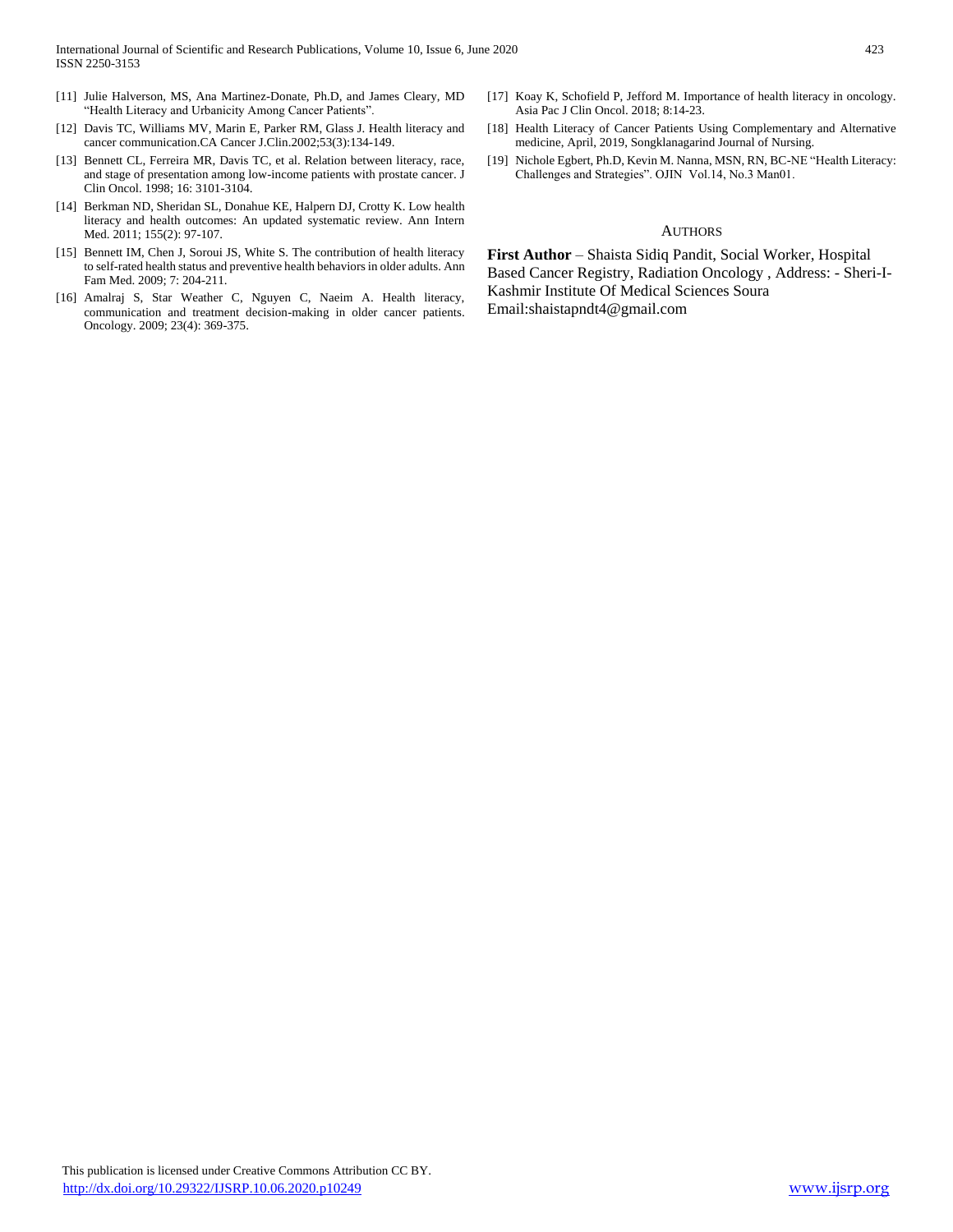[11] Julie Halverson, MS, Ana Martinez-Donate, Ph.D, and James Cleary, MD "Health Literacy and Urbanicity Among Cancer Patients".

[12] Davis TC, Williams MV, Marin E, Parker RM, Glass J. Health literacy and cancer communication.CA Cancer J.Clin.2002;53(3):134-149.

[13] Bennett CL, Ferreira MR, Davis TC, et al. Relation between literacy, race, and stage of presentation among low-income patients with prostate cancer. J Clin Oncol. 1998; 16: 3101-3104.

[14] Berkman ND, Sheridan SL, Donahue KE, Halpern DJ, Crotty K. Low health literacy and health outcomes: An updated systematic review. Ann Intern Med. 2011; 155(2): 97-107.

[15] Bennett IM, Chen J, Soroui JS, White S. The contribution of health literacy to self-rated health status and preventive health behaviors in older adults. Ann Fam Med. 2009; 7: 204-211.

[16] Amalraj S, Star Weather C, Nguyen C, Naeim A. Health literacy, communication and treatment decision-making in older cancer patients. Oncology. 2009; 23(4): 369-375.

[17] Koay K, Schofield P, Jefford M. Importance of health literacy in oncology. Asia Pac J Clin Oncol. 2018; 8:14-23.

[18] Health Literacy of Cancer Patients Using Complementary and Alternative medicine, April, 2019, Songklanagarind Journal of Nursing.

[19] Nichole Egbert, Ph.D, Kevin M. Nanna, MSN, RN, BC-NE "Health Literacy: Challenges and Strategies". OJIN Vol.14, No.3 Man01.

## AUTHORS

**First Author** – Shaista Sidiq Pandit, Social Worker, Hospital Based Cancer Registry, Radiation Oncology , Address: - Sheri-I-Kashmir Institute Of Medical Sciences Soura Email:shaistapndt4@gmail.com

This publication is licensed under Creative Commons Attribution CC BY.
http://dx.doi.org/10.29322/IJSRP.10.06.2020.p10249